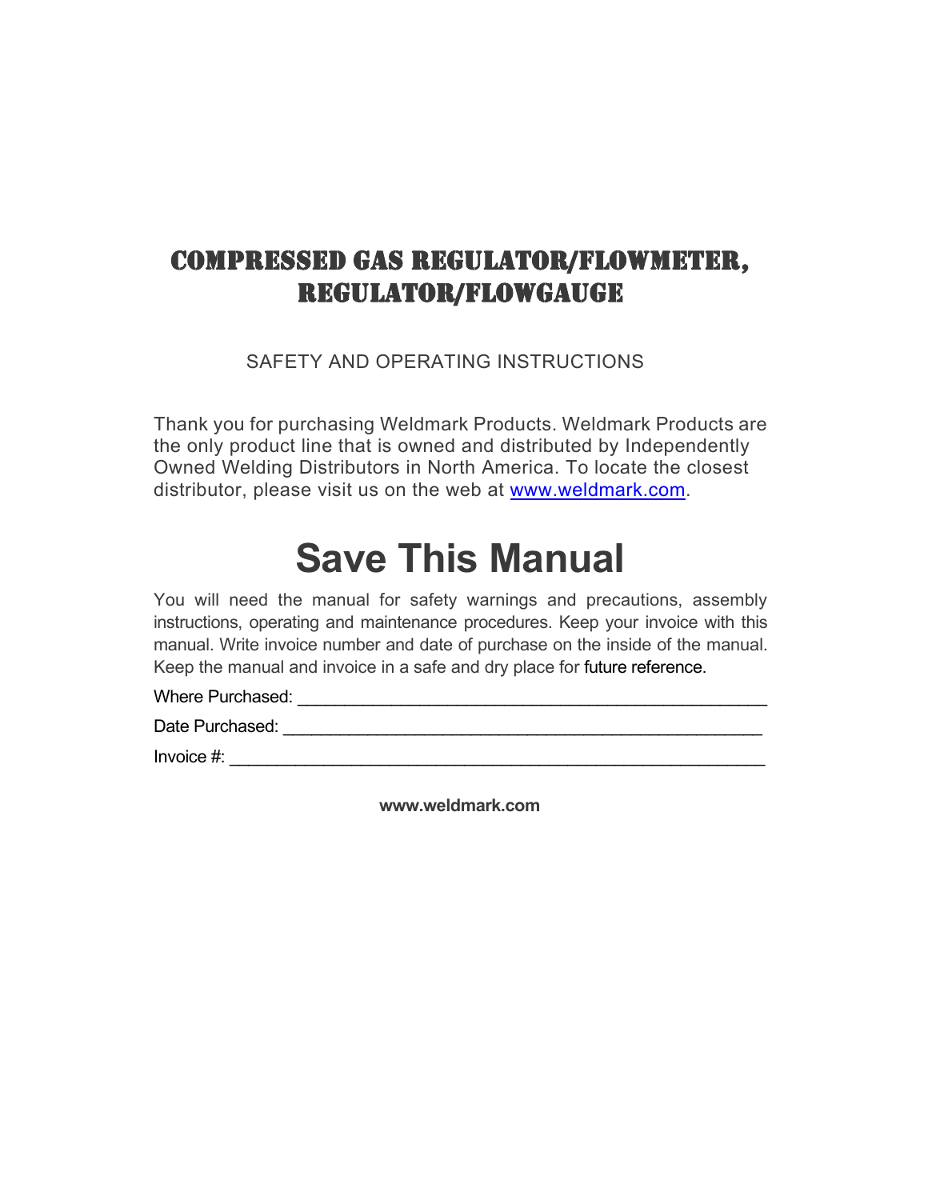# COMPRESSED GAS REGULATOR/FLOWMETER, REGULATOR/FLOWGAUGE

SAFETY AND OPERATING INSTRUCTIONS

Thank you for purchasing Weldmark Products. Weldmark Products are the only product line that is owned and distributed by Independently Owned Welding Distributors in North America. To locate the closest distributor, please visit us on the web at www.weldmark.com.

# Save This Manual

You will need the manual for safety warnings and precautions, assembly instructions, operating and maintenance procedures. Keep your invoice with this manual. Write invoice number and date of purchase on the inside of the manual. Keep the manual and invoice in a safe and dry place for future reference.

Where Purchased: ____________________________________________

Date Purchased: ____________________________________________

Invoice #: ____________________________________________

**www.weldmark.com**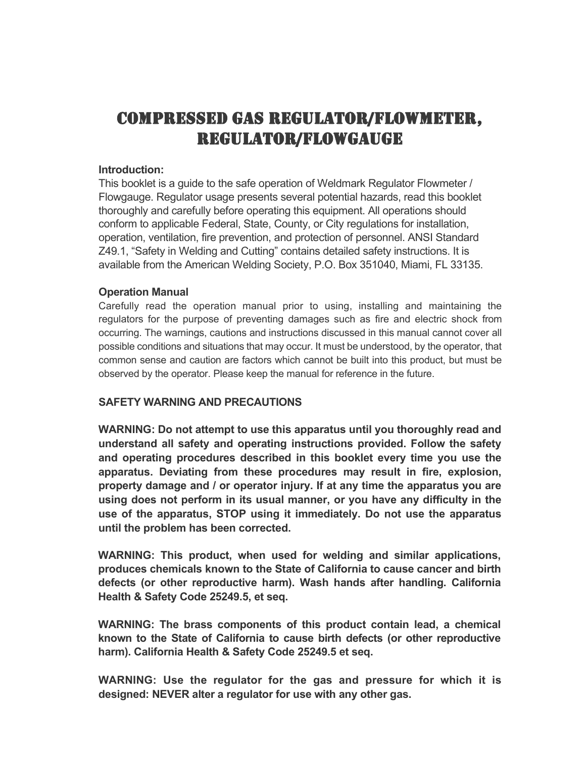# COMPRESSED GAS REGULATOR/FLOWMETER, REGULATOR/FLOWGAUGE

**Introduction:**

This booklet is a guide to the safe operation of Weldmark Regulator Flowmeter / Flowgauge. Regulator usage presents several potential hazards, read this booklet thoroughly and carefully before operating this equipment. All operations should conform to applicable Federal, State, County, or City regulations for installation, operation, ventilation, fire prevention, and protection of personnel. ANSI Standard Z49.1, "Safety in Welding and Cutting" contains detailed safety instructions. It is available from the American Welding Society, P.O. Box 351040, Miami, FL 33135.

**Operation Manual**

Carefully read the operation manual prior to using, installing and maintaining the regulators for the purpose of preventing damages such as fire and electric shock from occurring. The warnings, cautions and instructions discussed in this manual cannot cover all possible conditions and situations that may occur. It must be understood, by the operator, that common sense and caution are factors which cannot be built into this product, but must be observed by the operator. Please keep the manual for reference in the future.

**SAFETY WARNING AND PRECAUTIONS**

**WARNING: Do not attempt to use this apparatus until you thoroughly read and understand all safety and operating instructions provided. Follow the safety and operating procedures described in this booklet every time you use the apparatus. Deviating from these procedures may result in fire, explosion, property damage and / or operator injury. If at any time the apparatus you are using does not perform in its usual manner, or you have any difficulty in the use of the apparatus, STOP using it immediately. Do not use the apparatus until the problem has been corrected.**

**WARNING: This product, when used for welding and similar applications, produces chemicals known to the State of California to cause cancer and birth defects (or other reproductive harm). Wash hands after handling. California Health & Safety Code 25249.5, et seq.**

**WARNING: The brass components of this product contain lead, a chemical known to the State of California to cause birth defects (or other reproductive harm). California Health & Safety Code 25249.5 et seq.**

**WARNING: Use the regulator for the gas and pressure for which it is designed: NEVER alter a regulator for use with any other gas.**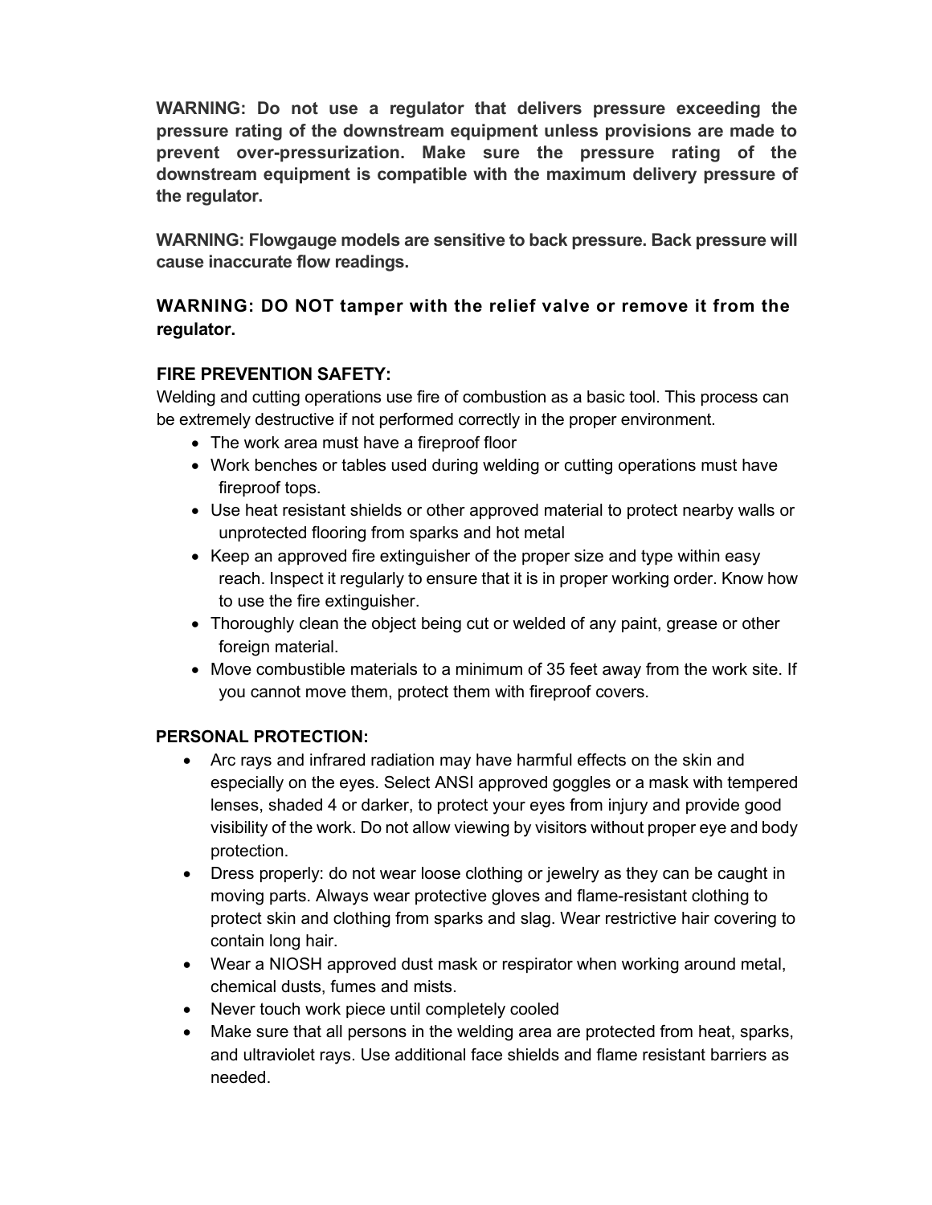**WARNING: Do not use a regulator that delivers pressure exceeding the pressure rating of the downstream equipment unless provisions are made to prevent over-pressurization. Make sure the pressure rating of the downstream equipment is compatible with the maximum delivery pressure of the regulator.**

**WARNING: Flowgauge models are sensitive to back pressure. Back pressure will cause inaccurate flow readings.**

**WARNING: DO NOT tamper with the relief valve or remove it from the regulator.**

**FIRE PREVENTION SAFETY:**

Welding and cutting operations use fire of combustion as a basic tool. This process can be extremely destructive if not performed correctly in the proper environment.

- The work area must have a fireproof floor
- Work benches or tables used during welding or cutting operations must have fireproof tops.
- Use heat resistant shields or other approved material to protect nearby walls or unprotected flooring from sparks and hot metal
- Keep an approved fire extinguisher of the proper size and type within easy reach. Inspect it regularly to ensure that it is in proper working order. Know how to use the fire extinguisher.
- Thoroughly clean the object being cut or welded of any paint, grease or other foreign material.
- Move combustible materials to a minimum of 35 feet away from the work site. If you cannot move them, protect them with fireproof covers.

**PERSONAL PROTECTION:**

- Arc rays and infrared radiation may have harmful effects on the skin and especially on the eyes. Select ANSI approved goggles or a mask with tempered lenses, shaded 4 or darker, to protect your eyes from injury and provide good visibility of the work. Do not allow viewing by visitors without proper eye and body protection.
- Dress properly: do not wear loose clothing or jewelry as they can be caught in moving parts. Always wear protective gloves and flame-resistant clothing to protect skin and clothing from sparks and slag. Wear restrictive hair covering to contain long hair.
- Wear a NIOSH approved dust mask or respirator when working around metal, chemical dusts, fumes and mists.
- Never touch work piece until completely cooled
- Make sure that all persons in the welding area are protected from heat, sparks, and ultraviolet rays. Use additional face shields and flame resistant barriers as needed.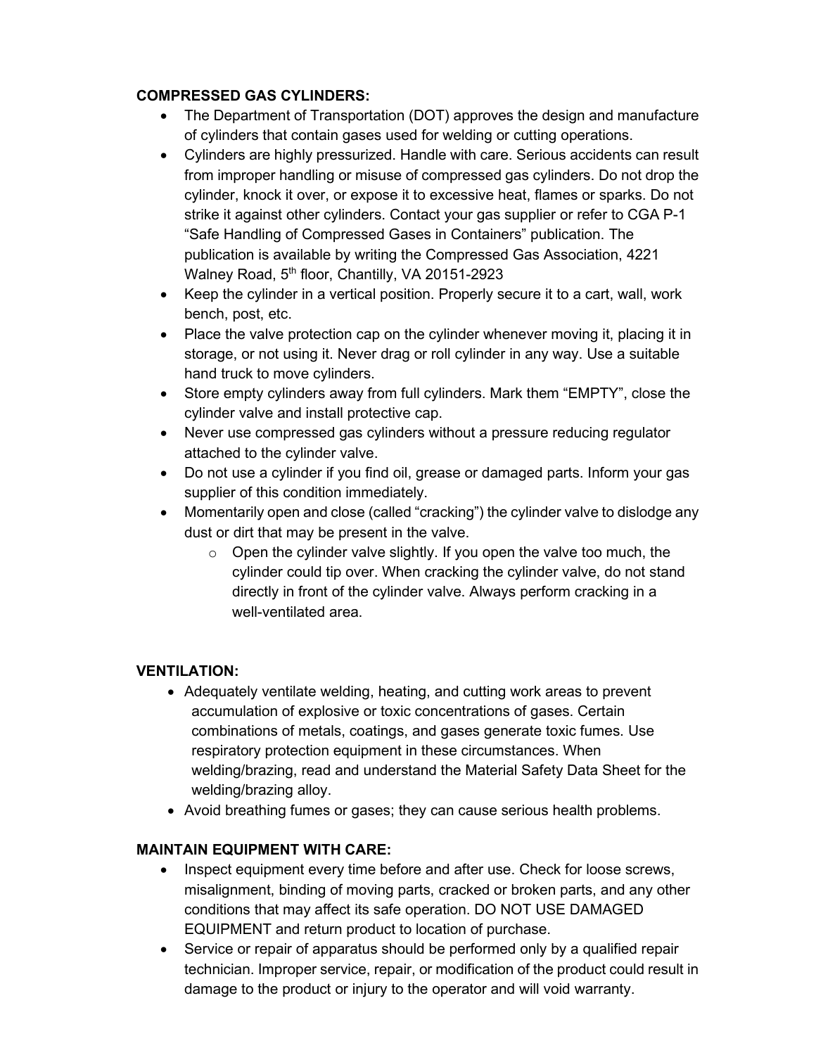**COMPRESSED GAS CYLINDERS:**

- The Department of Transportation (DOT) approves the design and manufacture of cylinders that contain gases used for welding or cutting operations.
- Cylinders are highly pressurized. Handle with care. Serious accidents can result from improper handling or misuse of compressed gas cylinders. Do not drop the cylinder, knock it over, or expose it to excessive heat, flames or sparks. Do not strike it against other cylinders. Contact your gas supplier or refer to CGA P-1 "Safe Handling of Compressed Gases in Containers" publication. The publication is available by writing the Compressed Gas Association, 4221 Walney Road, 5th floor, Chantilly, VA 20151-2923
- Keep the cylinder in a vertical position. Properly secure it to a cart, wall, work bench, post, etc.
- Place the valve protection cap on the cylinder whenever moving it, placing it in storage, or not using it. Never drag or roll cylinder in any way. Use a suitable hand truck to move cylinders.
- Store empty cylinders away from full cylinders. Mark them "EMPTY", close the cylinder valve and install protective cap.
- Never use compressed gas cylinders without a pressure reducing regulator attached to the cylinder valve.
- Do not use a cylinder if you find oil, grease or damaged parts. Inform your gas supplier of this condition immediately.
- Momentarily open and close (called "cracking") the cylinder valve to dislodge any dust or dirt that may be present in the valve.
  - Open the cylinder valve slightly. If you open the valve too much, the cylinder could tip over. When cracking the cylinder valve, do not stand directly in front of the cylinder valve. Always perform cracking in a well-ventilated area.

**VENTILATION:**

- Adequately ventilate welding, heating, and cutting work areas to prevent accumulation of explosive or toxic concentrations of gases. Certain combinations of metals, coatings, and gases generate toxic fumes. Use respiratory protection equipment in these circumstances. When welding/brazing, read and understand the Material Safety Data Sheet for the welding/brazing alloy.
- Avoid breathing fumes or gases; they can cause serious health problems.

**MAINTAIN EQUIPMENT WITH CARE:**

- Inspect equipment every time before and after use. Check for loose screws, misalignment, binding of moving parts, cracked or broken parts, and any other conditions that may affect its safe operation. DO NOT USE DAMAGED EQUIPMENT and return product to location of purchase.
- Service or repair of apparatus should be performed only by a qualified repair technician. Improper service, repair, or modification of the product could result in damage to the product or injury to the operator and will void warranty.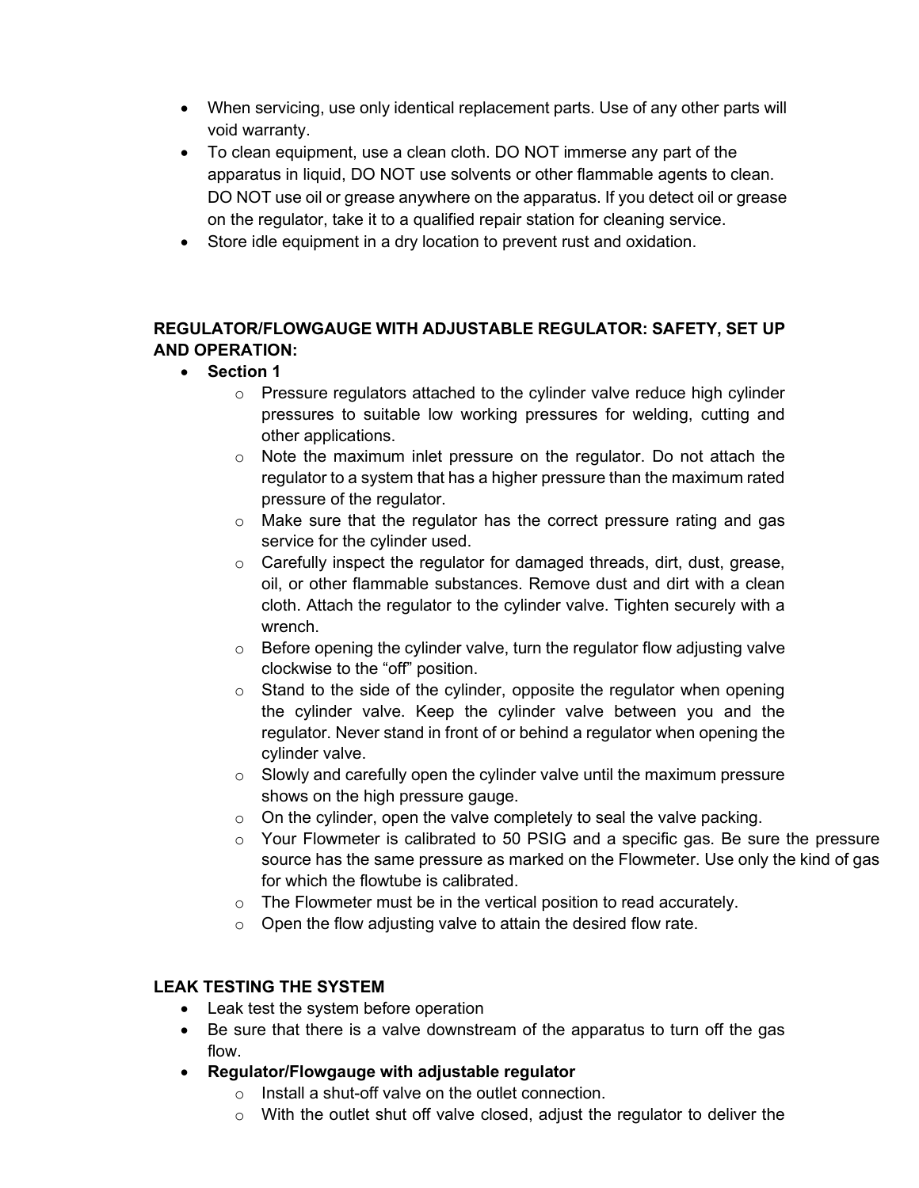- When servicing, use only identical replacement parts. Use of any other parts will void warranty.
- To clean equipment, use a clean cloth. DO NOT immerse any part of the apparatus in liquid, DO NOT use solvents or other flammable agents to clean. DO NOT use oil or grease anywhere on the apparatus. If you detect oil or grease on the regulator, take it to a qualified repair station for cleaning service.
- Store idle equipment in a dry location to prevent rust and oxidation.

**REGULATOR/FLOWGAUGE WITH ADJUSTABLE REGULATOR: SAFETY, SET UP AND OPERATION:**

- **Section 1**
  - Pressure regulators attached to the cylinder valve reduce high cylinder pressures to suitable low working pressures for welding, cutting and other applications.
  - Note the maximum inlet pressure on the regulator. Do not attach the regulator to a system that has a higher pressure than the maximum rated pressure of the regulator.
  - Make sure that the regulator has the correct pressure rating and gas service for the cylinder used.
  - Carefully inspect the regulator for damaged threads, dirt, dust, grease, oil, or other flammable substances. Remove dust and dirt with a clean cloth. Attach the regulator to the cylinder valve. Tighten securely with a wrench.
  - Before opening the cylinder valve, turn the regulator flow adjusting valve clockwise to the "off" position.
  - Stand to the side of the cylinder, opposite the regulator when opening the cylinder valve. Keep the cylinder valve between you and the regulator. Never stand in front of or behind a regulator when opening the cylinder valve.
  - Slowly and carefully open the cylinder valve until the maximum pressure shows on the high pressure gauge.
  - On the cylinder, open the valve completely to seal the valve packing.
  - Your Flowmeter is calibrated to 50 PSIG and a specific gas. Be sure the pressure source has the same pressure as marked on the Flowmeter. Use only the kind of gas for which the flowtube is calibrated.
  - The Flowmeter must be in the vertical position to read accurately.
  - Open the flow adjusting valve to attain the desired flow rate.

**LEAK TESTING THE SYSTEM**

- Leak test the system before operation
- Be sure that there is a valve downstream of the apparatus to turn off the gas flow.
- **Regulator/Flowgauge with adjustable regulator**
  - Install a shut-off valve on the outlet connection.
  - With the outlet shut off valve closed, adjust the regulator to deliver the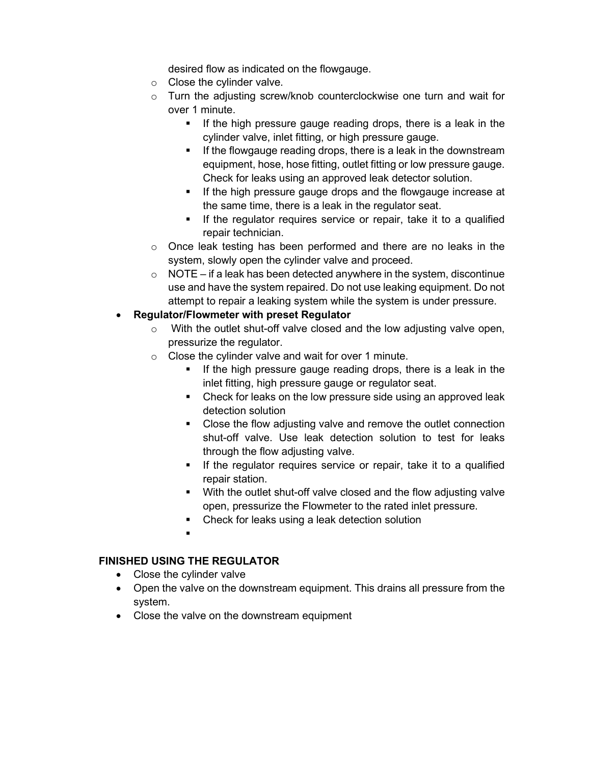desired flow as indicated on the flowgauge.
    - Close the cylinder valve.
    - Turn the adjusting screw/knob counterclockwise one turn and wait for over 1 minute.
        - If the high pressure gauge reading drops, there is a leak in the cylinder valve, inlet fitting, or high pressure gauge.
        - If the flowgauge reading drops, there is a leak in the downstream equipment, hose, hose fitting, outlet fitting or low pressure gauge. Check for leaks using an approved leak detector solution.
        - If the high pressure gauge drops and the flowgauge increase at the same time, there is a leak in the regulator seat.
        - If the regulator requires service or repair, take it to a qualified repair technician.
    - Once leak testing has been performed and there are no leaks in the system, slowly open the cylinder valve and proceed.
    - NOTE – if a leak has been detected anywhere in the system, discontinue use and have the system repaired. Do not use leaking equipment. Do not attempt to repair a leaking system while the system is under pressure.
- **Regulator/Flowmeter with preset Regulator**
    - With the outlet shut-off valve closed and the low adjusting valve open, pressurize the regulator.
    - Close the cylinder valve and wait for over 1 minute.
        - If the high pressure gauge reading drops, there is a leak in the inlet fitting, high pressure gauge or regulator seat.
        - Check for leaks on the low pressure side using an approved leak detection solution
        - Close the flow adjusting valve and remove the outlet connection shut-off valve. Use leak detection solution to test for leaks through the flow adjusting valve.
        - If the regulator requires service or repair, take it to a qualified repair station.
        - With the outlet shut-off valve closed and the flow adjusting valve open, pressurize the Flowmeter to the rated inlet pressure.
        - Check for leaks using a leak detection solution

**FINISHED USING THE REGULATOR**

- Close the cylinder valve
- Open the valve on the downstream equipment. This drains all pressure from the system.
- Close the valve on the downstream equipment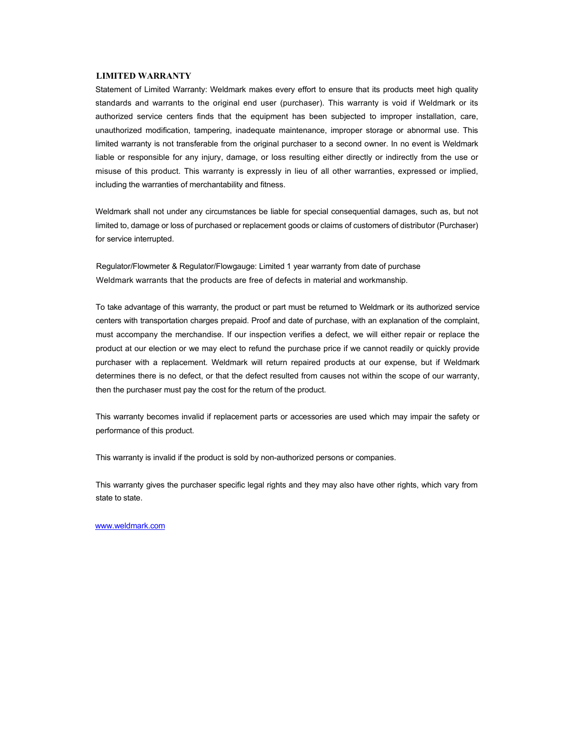## LIMITED WARRANTY

Statement of Limited Warranty: Weldmark makes every effort to ensure that its products meet high quality standards and warrants to the original end user (purchaser). This warranty is void if Weldmark or its authorized service centers finds that the equipment has been subjected to improper installation, care, unauthorized modification, tampering, inadequate maintenance, improper storage or abnormal use. This limited warranty is not transferable from the original purchaser to a second owner. In no event is Weldmark liable or responsible for any injury, damage, or loss resulting either directly or indirectly from the use or misuse of this product. This warranty is expressly in lieu of all other warranties, expressed or implied, including the warranties of merchantability and fitness.

Weldmark shall not under any circumstances be liable for special consequential damages, such as, but not limited to, damage or loss of purchased or replacement goods or claims of customers of distributor (Purchaser) for service interrupted.

Regulator/Flowmeter & Regulator/Flowgauge: Limited 1 year warranty from date of purchase
Weldmark warrants that the products are free of defects in material and workmanship.

To take advantage of this warranty, the product or part must be returned to Weldmark or its authorized service centers with transportation charges prepaid. Proof and date of purchase, with an explanation of the complaint, must accompany the merchandise. If our inspection verifies a defect, we will either repair or replace the product at our election or we may elect to refund the purchase price if we cannot readily or quickly provide purchaser with a replacement. Weldmark will return repaired products at our expense, but if Weldmark determines there is no defect, or that the defect resulted from causes not within the scope of our warranty, then the purchaser must pay the cost for the return of the product.

This warranty becomes invalid if replacement parts or accessories are used which may impair the safety or performance of this product.

This warranty is invalid if the product is sold by non-authorized persons or companies.

This warranty gives the purchaser specific legal rights and they may also have other rights, which vary from state to state.

www.weldmark.com